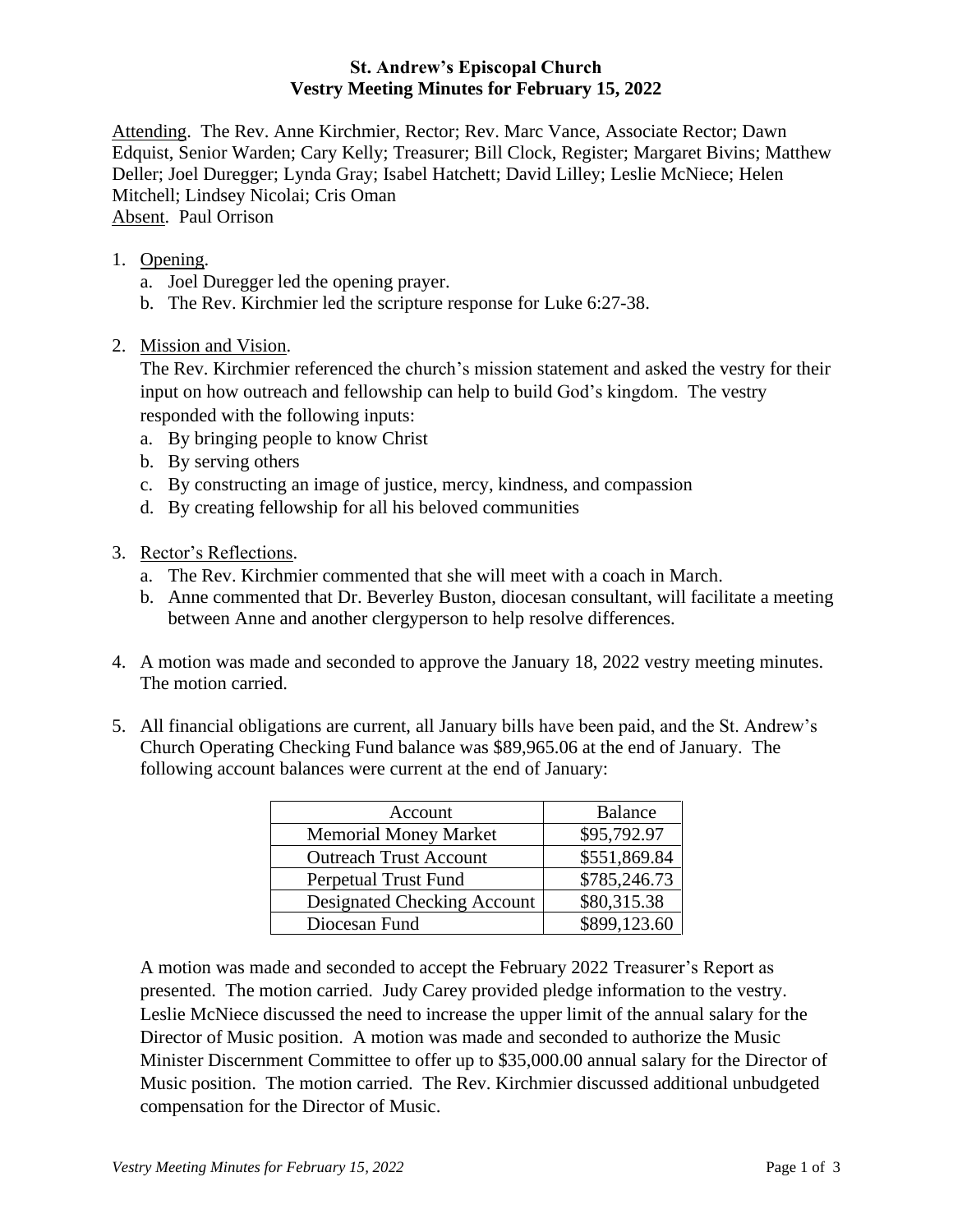# St. Andrew's Episcopal Church
## Vestry Meeting Minutes for February 15, 2022

Attending. The Rev. Anne Kirchmier, Rector; Rev. Marc Vance, Associate Rector; Dawn Edquist, Senior Warden; Cary Kelly; Treasurer; Bill Clock, Register; Margaret Bivins; Matthew Deller; Joel Duregger; Lynda Gray; Isabel Hatchett; David Lilley; Leslie McNiece; Helen Mitchell; Lindsey Nicolai; Cris Oman
Absent. Paul Orrison

1. Opening.
   a. Joel Duregger led the opening prayer.
   b. The Rev. Kirchmier led the scripture response for Luke 6:27-38.

2. Mission and Vision.
   The Rev. Kirchmier referenced the church's mission statement and asked the vestry for their input on how outreach and fellowship can help to build God's kingdom. The vestry responded with the following inputs:
   a. By bringing people to know Christ
   b. By serving others
   c. By constructing an image of justice, mercy, kindness, and compassion
   d. By creating fellowship for all his beloved communities

3. Rector's Reflections.
   a. The Rev. Kirchmier commented that she will meet with a coach in March.
   b. Anne commented that Dr. Beverley Buston, diocesan consultant, will facilitate a meeting between Anne and another clergyperson to help resolve differences.

4. A motion was made and seconded to approve the January 18, 2022 vestry meeting minutes. The motion carried.

5. All financial obligations are current, all January bills have been paid, and the St. Andrew's Church Operating Checking Fund balance was $89,965.06 at the end of January. The following account balances were current at the end of January:

| Account | Balance |
|---|---|
| Memorial Money Market | $95,792.97 |
| Outreach Trust Account | $551,869.84 |
| Perpetual Trust Fund | $785,246.73 |
| Designated Checking Account | $80,315.38 |
| Diocesan Fund | $899,123.60 |

   A motion was made and seconded to accept the February 2022 Treasurer's Report as presented. The motion carried. Judy Carey provided pledge information to the vestry. Leslie McNiece discussed the need to increase the upper limit of the annual salary for the Director of Music position. A motion was made and seconded to authorize the Music Minister Discernment Committee to offer up to $35,000.00 annual salary for the Director of Music position. The motion carried. The Rev. Kirchmier discussed additional unbudgeted compensation for the Director of Music.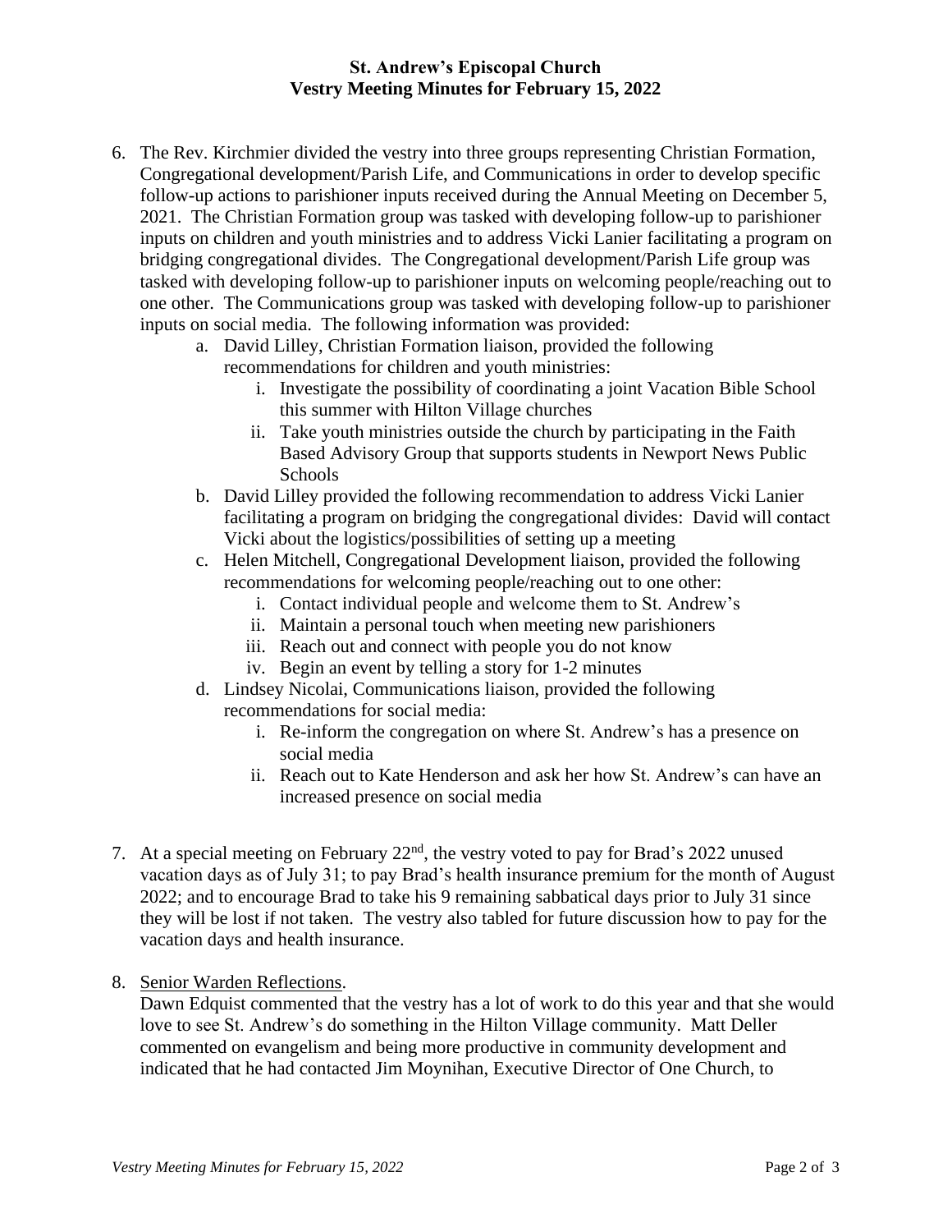**St. Andrew's Episcopal Church**
**Vestry Meeting Minutes for February 15, 2022**

6. The Rev. Kirchmier divided the vestry into three groups representing Christian Formation, Congregational development/Parish Life, and Communications in order to develop specific follow-up actions to parishioner inputs received during the Annual Meeting on December 5, 2021. The Christian Formation group was tasked with developing follow-up to parishioner inputs on children and youth ministries and to address Vicki Lanier facilitating a program on bridging congregational divides. The Congregational development/Parish Life group was tasked with developing follow-up to parishioner inputs on welcoming people/reaching out to one other. The Communications group was tasked with developing follow-up to parishioner inputs on social media. The following information was provided:
    a. David Lilley, Christian Formation liaison, provided the following recommendations for children and youth ministries:
        i. Investigate the possibility of coordinating a joint Vacation Bible School this summer with Hilton Village churches
        ii. Take youth ministries outside the church by participating in the Faith Based Advisory Group that supports students in Newport News Public Schools
    b. David Lilley provided the following recommendation to address Vicki Lanier facilitating a program on bridging the congregational divides: David will contact Vicki about the logistics/possibilities of setting up a meeting
    c. Helen Mitchell, Congregational Development liaison, provided the following recommendations for welcoming people/reaching out to one other:
        i. Contact individual people and welcome them to St. Andrew's
        ii. Maintain a personal touch when meeting new parishioners
        iii. Reach out and connect with people you do not know
        iv. Begin an event by telling a story for 1-2 minutes
    d. Lindsey Nicolai, Communications liaison, provided the following recommendations for social media:
        i. Re-inform the congregation on where St. Andrew's has a presence on social media
        ii. Reach out to Kate Henderson and ask her how St. Andrew's can have an increased presence on social media

7. At a special meeting on February 22nd, the vestry voted to pay for Brad's 2022 unused vacation days as of July 31; to pay Brad's health insurance premium for the month of August 2022; and to encourage Brad to take his 9 remaining sabbatical days prior to July 31 since they will be lost if not taken. The vestry also tabled for future discussion how to pay for the vacation days and health insurance.

8. Senior Warden Reflections.
   Dawn Edquist commented that the vestry has a lot of work to do this year and that she would love to see St. Andrew's do something in the Hilton Village community. Matt Deller commented on evangelism and being more productive in community development and indicated that he had contacted Jim Moynihan, Executive Director of One Church, to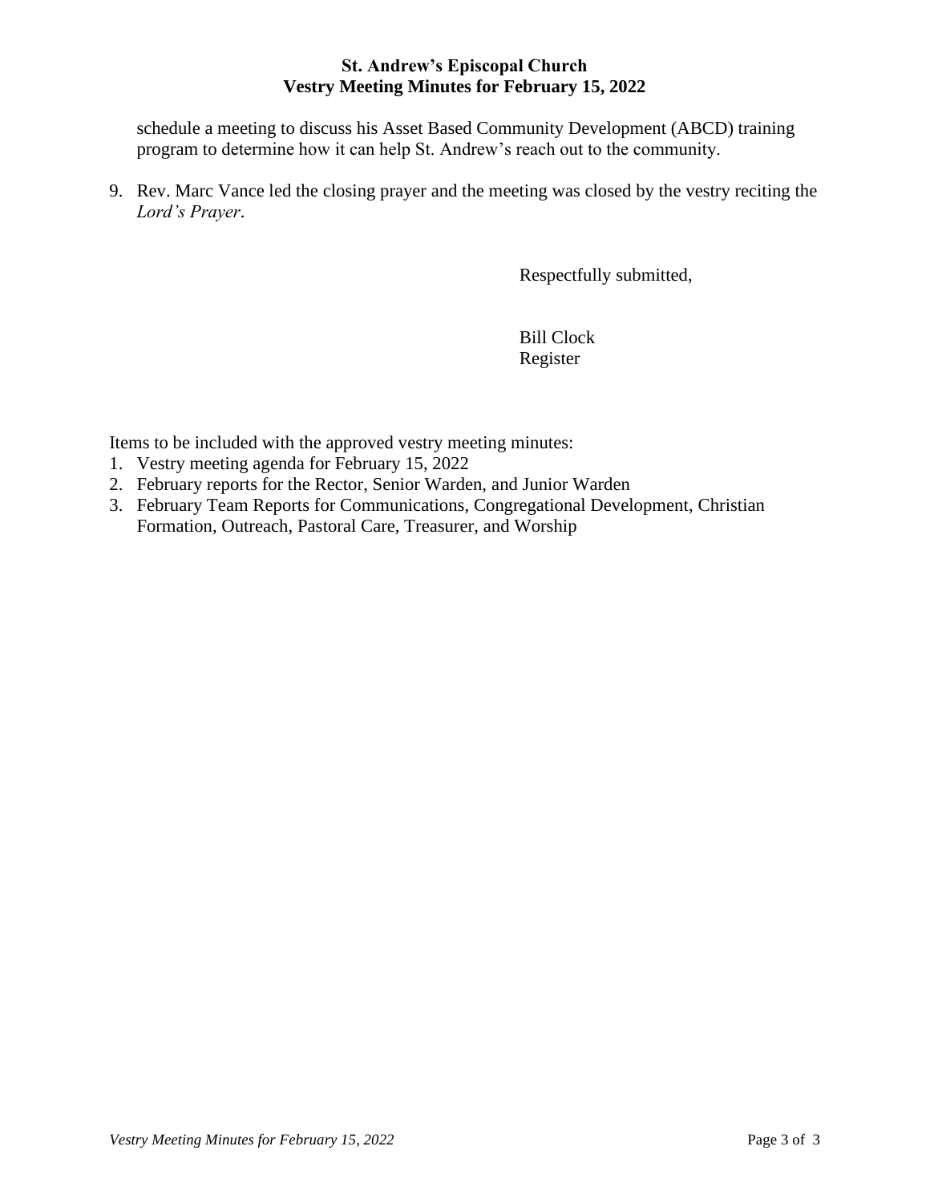schedule a meeting to discuss his Asset Based Community Development (ABCD) training program to determine how it can help St. Andrew's reach out to the community.

9. Rev. Marc Vance led the closing prayer and the meeting was closed by the vestry reciting the *Lord's Prayer*.

Respectfully submitted,

Bill Clock
Register

Items to be included with the approved vestry meeting minutes:

1. Vestry meeting agenda for February 15, 2022
2. February reports for the Rector, Senior Warden, and Junior Warden
3. February Team Reports for Communications, Congregational Development, Christian Formation, Outreach, Pastoral Care, Treasurer, and Worship